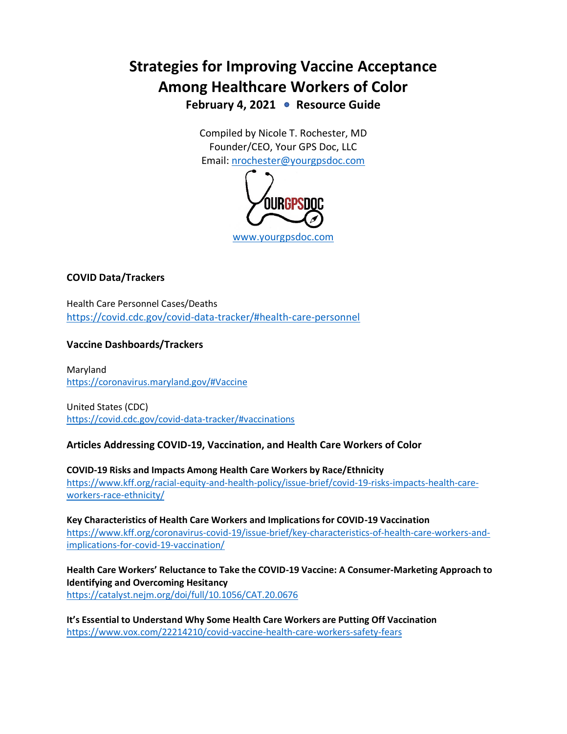# Strategies for Improving Vaccine Acceptance Among Healthcare Workers of Color

**February 4, 2021 • Resource Guide**

Compiled by Nicole T. Rochester, MD
Founder/CEO, Your GPS Doc, LLC
Email: nrochester@yourgpsdoc.com

www.yourgpsdoc.com

### COVID Data/Trackers

Health Care Personnel Cases/Deaths
https://covid.cdc.gov/covid-data-tracker/#health-care-personnel

### Vaccine Dashboards/Trackers

Maryland
https://coronavirus.maryland.gov/#Vaccine

United States (CDC)
https://covid.cdc.gov/covid-data-tracker/#vaccinations

### Articles Addressing COVID-19, Vaccination, and Health Care Workers of Color

**COVID-19 Risks and Impacts Among Health Care Workers by Race/Ethnicity**
https://www.kff.org/racial-equity-and-health-policy/issue-brief/covid-19-risks-impacts-health-care-workers-race-ethnicity/

**Key Characteristics of Health Care Workers and Implications for COVID-19 Vaccination**
https://www.kff.org/coronavirus-covid-19/issue-brief/key-characteristics-of-health-care-workers-and-implications-for-covid-19-vaccination/

**Health Care Workers' Reluctance to Take the COVID-19 Vaccine: A Consumer-Marketing Approach to Identifying and Overcoming Hesitancy**
https://catalyst.nejm.org/doi/full/10.1056/CAT.20.0676

**It's Essential to Understand Why Some Health Care Workers are Putting Off Vaccination**
https://www.vox.com/22214210/covid-vaccine-health-care-workers-safety-fears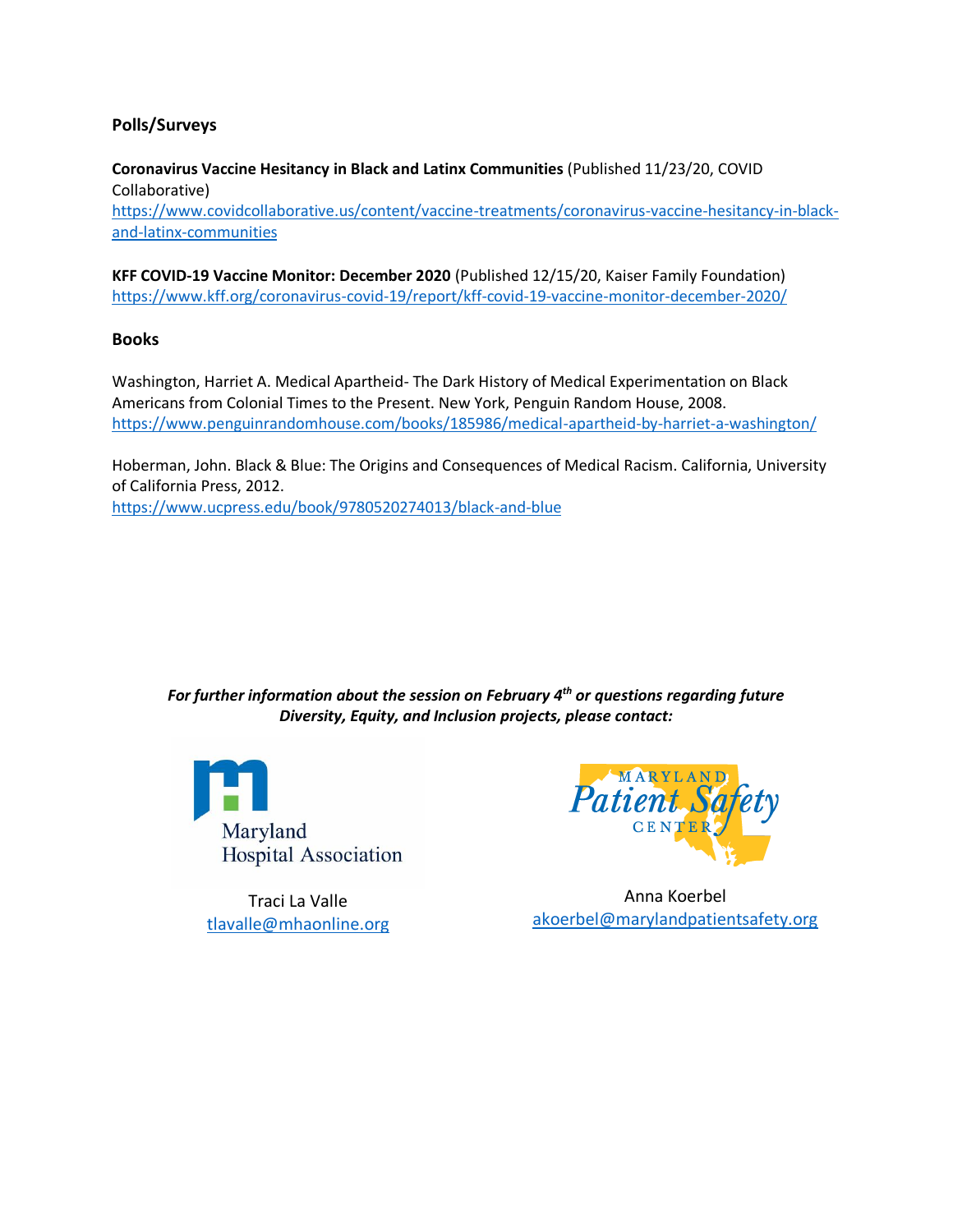### Polls/Surveys

**Coronavirus Vaccine Hesitancy in Black and Latinx Communities** (Published 11/23/20, COVID Collaborative)
https://www.covidcollaborative.us/content/vaccine-treatments/coronavirus-vaccine-hesitancy-in-black-and-latinx-communities

**KFF COVID-19 Vaccine Monitor: December 2020** (Published 12/15/20, Kaiser Family Foundation)
https://www.kff.org/coronavirus-covid-19/report/kff-covid-19-vaccine-monitor-december-2020/

### Books

Washington, Harriet A. Medical Apartheid- The Dark History of Medical Experimentation on Black Americans from Colonial Times to the Present. New York, Penguin Random House, 2008.
https://www.penguinrandomhouse.com/books/185986/medical-apartheid-by-harriet-a-washington/

Hoberman, John. Black & Blue: The Origins and Consequences of Medical Racism. California, University of California Press, 2012.
https://www.ucpress.edu/book/9780520274013/black-and-blue

***For further information about the session on February 4th or questions regarding future Diversity, Equity, and Inclusion projects, please contact:***

Maryland Hospital Association

Traci La Valle
tlavalle@mhaonline.org

Maryland Patient Safety Center

Anna Koerbel
akoerbel@marylandpatientsafety.org